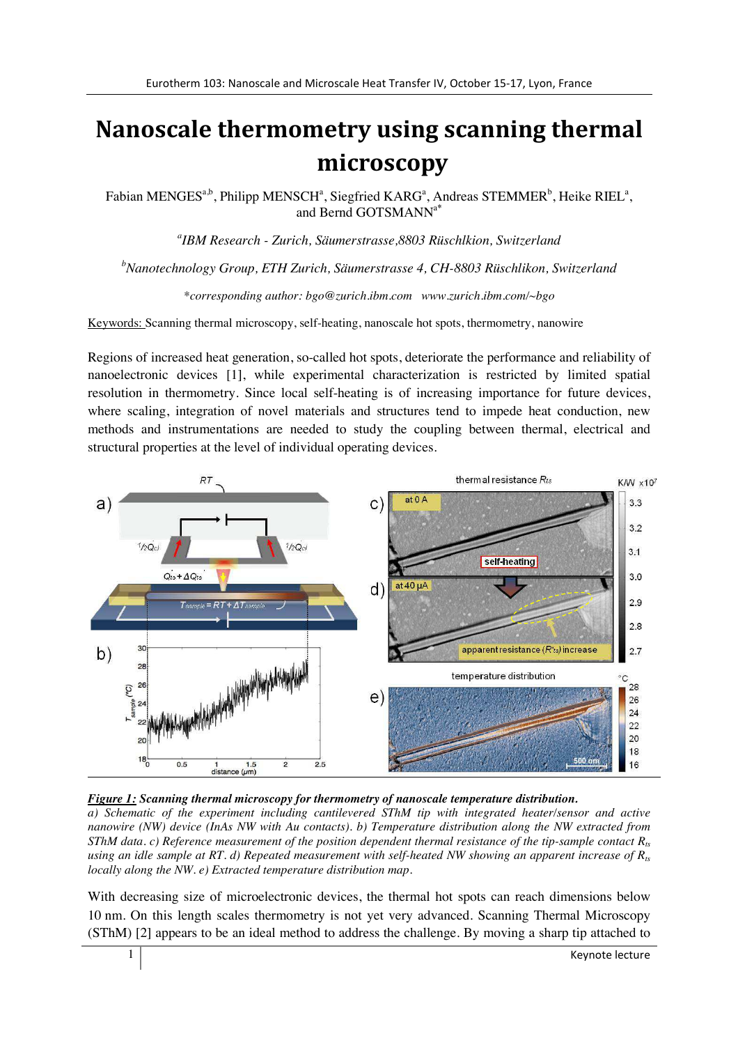# Nanoscale thermometry using scanning thermal microscopy

Fabian MENGES[a,b], Philipp MENSCH[a], Siegfried KARG[a], Andreas STEMMER[b], Heike RIEL[a], and Bernd GOTSMANN[a*]

*[a]IBM Research - Zurich, Säumerstrasse,8803 Rüschlkion, Switzerland*

*[b]Nanotechnology Group, ETH Zurich, Säumerstrasse 4, CH-8803 Rüschlikon, Switzerland*

*\*corresponding author: bgo@zurich.ibm.com   www.zurich.ibm.com/~bgo*

Keywords: Scanning thermal microscopy, self-heating, nanoscale hot spots, thermometry, nanowire

Regions of increased heat generation, so-called hot spots, deteriorate the performance and reliability of nanoelectronic devices [1], while experimental characterization is restricted by limited spatial resolution in thermometry. Since local self-heating is of increasing importance for future devices, where scaling, integration of novel materials and structures tend to impede heat conduction, new methods and instrumentations are needed to study the coupling between thermal, electrical and structural properties at the level of individual operating devices.

***Figure 1:*** ***Scanning thermal microscopy for thermometry of nanoscale temperature distribution.***
*a) Schematic of the experiment including cantilevered SThM tip with integrated heater/sensor and active nanowire (NW) device (InAs NW with Au contacts). b) Temperature distribution along the NW extracted from SThM data. c) Reference measurement of the position dependent thermal resistance of the tip-sample contact $R_{ts}$ using an idle sample at RT. d) Repeated measurement with self-heated NW showing an apparent increase of $R_{ts}$ locally along the NW. e) Extracted temperature distribution map.*

With decreasing size of microelectronic devices, the thermal hot spots can reach dimensions below 10 nm. On this length scales thermometry is not yet very advanced. Scanning Thermal Microscopy (SThM) [2] appears to be an ideal method to address the challenge. By moving a sharp tip attached to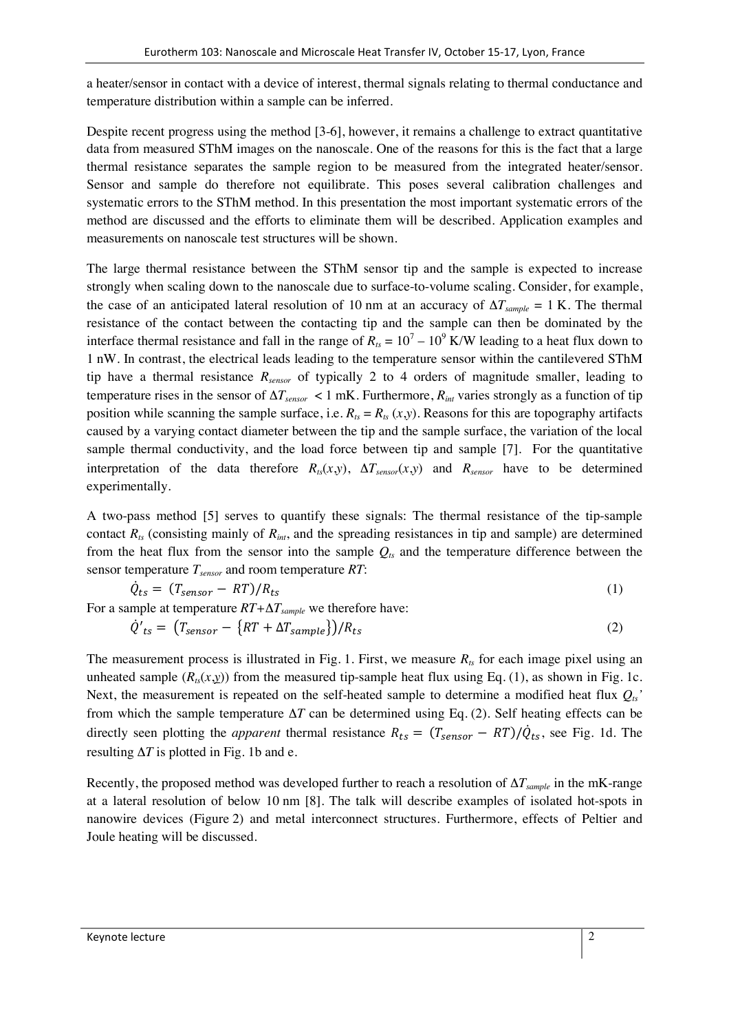a heater/sensor in contact with a device of interest, thermal signals relating to thermal conductance and temperature distribution within a sample can be inferred.

Despite recent progress using the method [3-6], however, it remains a challenge to extract quantitative data from measured SThM images on the nanoscale. One of the reasons for this is the fact that a large thermal resistance separates the sample region to be measured from the integrated heater/sensor. Sensor and sample do therefore not equilibrate. This poses several calibration challenges and systematic errors to the SThM method. In this presentation the most important systematic errors of the method are discussed and the efforts to eliminate them will be described. Application examples and measurements on nanoscale test structures will be shown.

The large thermal resistance between the SThM sensor tip and the sample is expected to increase strongly when scaling down to the nanoscale due to surface-to-volume scaling. Consider, for example, the case of an anticipated lateral resolution of 10 nm at an accuracy of $\Delta T_{sample}$ = 1 K. The thermal resistance of the contact between the contacting tip and the sample can then be dominated by the interface thermal resistance and fall in the range of $R_{ts} = 10^7 - 10^9$ K/W leading to a heat flux down to 1 nW. In contrast, the electrical leads leading to the temperature sensor within the cantilevered SThM tip have a thermal resistance $R_{sensor}$ of typically 2 to 4 orders of magnitude smaller, leading to temperature rises in the sensor of $\Delta T_{sensor}$ < 1 mK. Furthermore, $R_{int}$ varies strongly as a function of tip position while scanning the sample surface, i.e. $R_{ts} = R_{ts}(x,y)$. Reasons for this are topography artifacts caused by a varying contact diameter between the tip and the sample surface, the variation of the local sample thermal conductivity, and the load force between tip and sample [7]. For the quantitative interpretation of the data therefore $R_{ts}(x,y)$, $\Delta T_{sensor}(x,y)$ and $R_{sensor}$ have to be determined experimentally.

A two-pass method [5] serves to quantify these signals: The thermal resistance of the tip-sample contact $R_{ts}$ (consisting mainly of $R_{int}$, and the spreading resistances in tip and sample) are determined from the heat flux from the sensor into the sample $Q_{ts}$ and the temperature difference between the sensor temperature $T_{sensor}$ and room temperature $RT$:

$$\dot{Q}_{ts} = (T_{sensor} - RT)/R_{ts} \tag{1}$$

For a sample at temperature $RT+\Delta T_{sample}$ we therefore have:

$$\dot{Q}'_{ts} = \left(T_{sensor} - \{RT + \Delta T_{sample}\}\right)/R_{ts} \tag{2}$$

The measurement process is illustrated in Fig. 1. First, we measure $R_{ts}$ for each image pixel using an unheated sample ($R_{ts}(x,y)$) from the measured tip-sample heat flux using Eq. (1), as shown in Fig. 1c. Next, the measurement is repeated on the self-heated sample to determine a modified heat flux $Q_{ts}'$ from which the sample temperature $\Delta T$ can be determined using Eq. (2). Self heating effects can be directly seen plotting the *apparent* thermal resistance $R_{ts} = (T_{sensor} - RT)/\dot{Q}_{ts}$, see Fig. 1d. The resulting $\Delta T$ is plotted in Fig. 1b and e.

Recently, the proposed method was developed further to reach a resolution of $\Delta T_{sample}$ in the mK-range at a lateral resolution of below 10 nm [8]. The talk will describe examples of isolated hot-spots in nanowire devices (Figure 2) and metal interconnect structures. Furthermore, effects of Peltier and Joule heating will be discussed.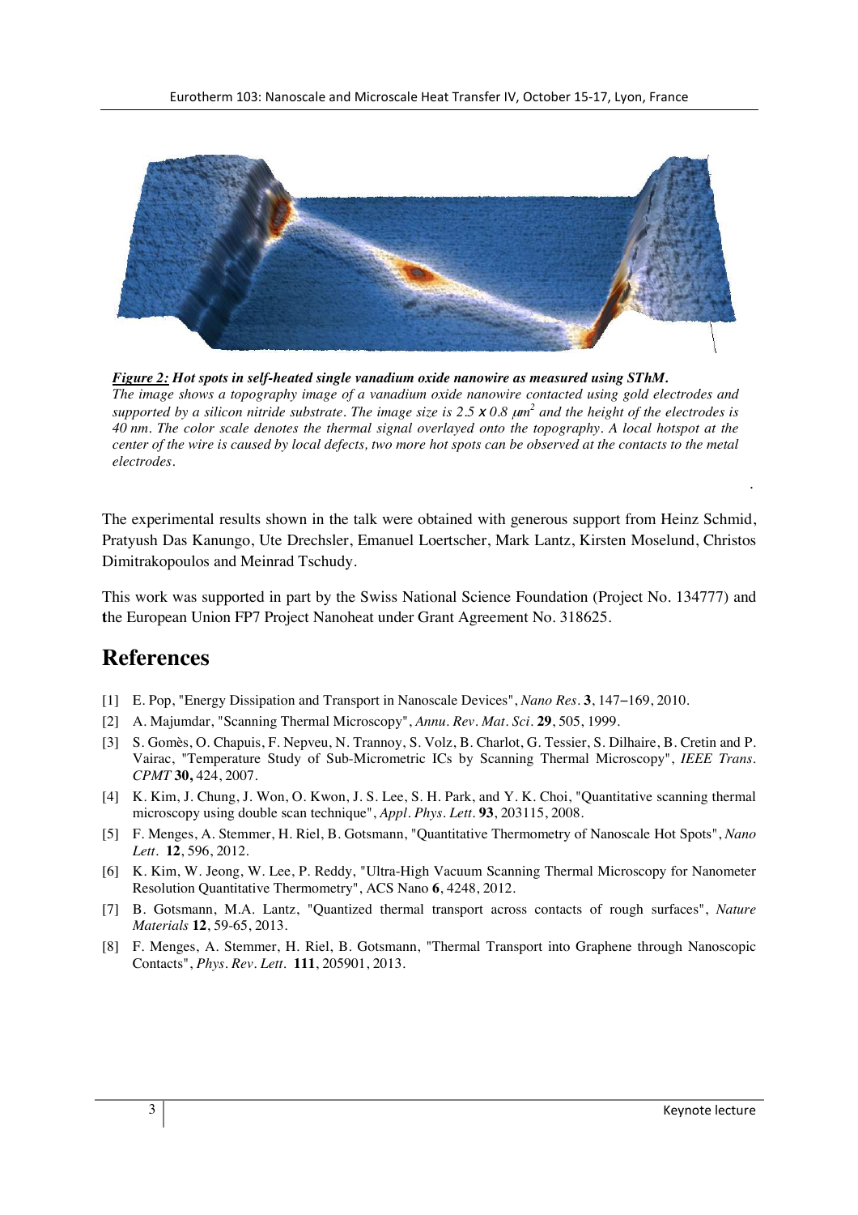***Figure 2:*** ***Hot spots in self-heated single vanadium oxide nanowire as measured using SThM.***
*The image shows a topography image of a vanadium oxide nanowire contacted using gold electrodes and supported by a silicon nitride substrate. The image size is 2.5 x 0.8 μm² and the height of the electrodes is 40 nm. The color scale denotes the thermal signal overlayed onto the topography. A local hotspot at the center of the wire is caused by local defects, two more hot spots can be observed at the contacts to the metal electrodes.*

The experimental results shown in the talk were obtained with generous support from Heinz Schmid, Pratyush Das Kanungo, Ute Drechsler, Emanuel Loertscher, Mark Lantz, Kirsten Moselund, Christos Dimitrakopoulos and Meinrad Tschudy.

This work was supported in part by the Swiss National Science Foundation (Project No. 134777) and the European Union FP7 Project Nanoheat under Grant Agreement No. 318625.

# References

[1] E. Pop, "Energy Dissipation and Transport in Nanoscale Devices", *Nano Res.* **3**, 147–169, 2010.

[2] A. Majumdar, "Scanning Thermal Microscopy", *Annu. Rev. Mat. Sci.* **29**, 505, 1999.

[3] S. Gomès, O. Chapuis, F. Nepveu, N. Trannoy, S. Volz, B. Charlot, G. Tessier, S. Dilhaire, B. Cretin and P. Vairac, "Temperature Study of Sub-Micrometric ICs by Scanning Thermal Microscopy", *IEEE Trans. CPMT* **30,** 424, 2007.

[4] K. Kim, J. Chung, J. Won, O. Kwon, J. S. Lee, S. H. Park, and Y. K. Choi, "Quantitative scanning thermal microscopy using double scan technique", *Appl. Phys. Lett.* **93**, 203115, 2008.

[5] F. Menges, A. Stemmer, H. Riel, B. Gotsmann, "Quantitative Thermometry of Nanoscale Hot Spots", *Nano Lett.* **12**, 596, 2012.

[6] K. Kim, W. Jeong, W. Lee, P. Reddy, "Ultra-High Vacuum Scanning Thermal Microscopy for Nanometer Resolution Quantitative Thermometry", ACS Nano **6**, 4248, 2012.

[7] B. Gotsmann, M.A. Lantz, "Quantized thermal transport across contacts of rough surfaces", *Nature Materials* **12**, 59-65, 2013.

[8] F. Menges, A. Stemmer, H. Riel, B. Gotsmann, "Thermal Transport into Graphene through Nanoscopic Contacts", *Phys. Rev. Lett.* **111**, 205901, 2013.